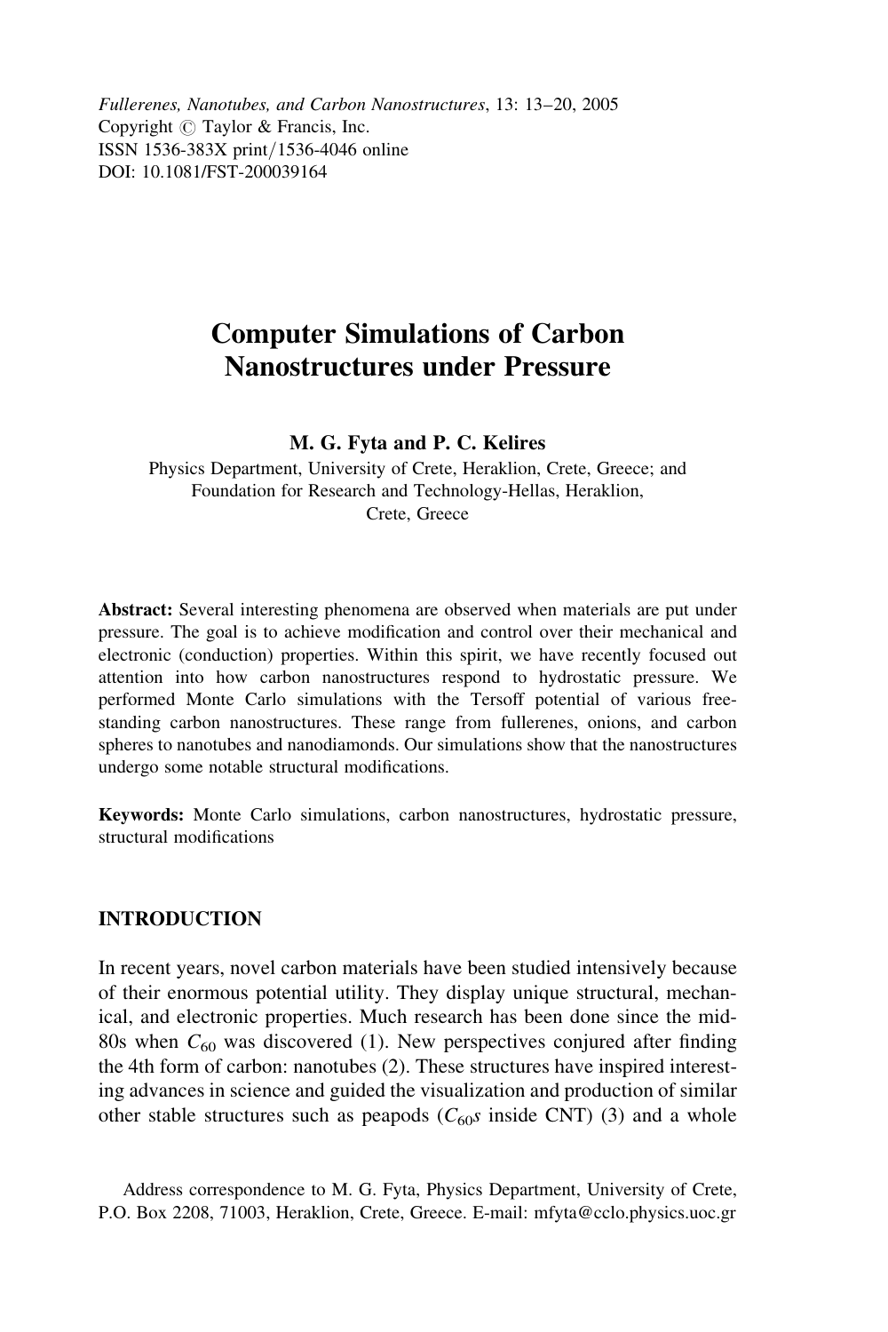# Computer Simulations of Carbon Nanostructures under Pressure

**M. G. Fyta and P. C. Kelires**

Physics Department, University of Crete, Heraklion, Crete, Greece; and Foundation for Research and Technology-Hellas, Heraklion, Crete, Greece

**Abstract:** Several interesting phenomena are observed when materials are put under pressure. The goal is to achieve modification and control over their mechanical and electronic (conduction) properties. Within this spirit, we have recently focused out attention into how carbon nanostructures respond to hydrostatic pressure. We performed Monte Carlo simulations with the Tersoff potential of various free-standing carbon nanostructures. These range from fullerenes, onions, and carbon spheres to nanotubes and nanodiamonds. Our simulations show that the nanostructures undergo some notable structural modifications.

**Keywords:** Monte Carlo simulations, carbon nanostructures, hydrostatic pressure, structural modifications

## INTRODUCTION

In recent years, novel carbon materials have been studied intensively because of their enormous potential utility. They display unique structural, mechanical, and electronic properties. Much research has been done since the mid-80s when $C_{60}$ was discovered (1). New perspectives conjured after finding the 4th form of carbon: nanotubes (2). These structures have inspired interesting advances in science and guided the visualization and production of similar other stable structures such as peapods ($C_{60}s$ inside CNT) (3) and a whole

Address correspondence to M. G. Fyta, Physics Department, University of Crete, P.O. Box 2208, 71003, Heraklion, Crete, Greece. E-mail: mfyta@cclo.physics.uoc.gr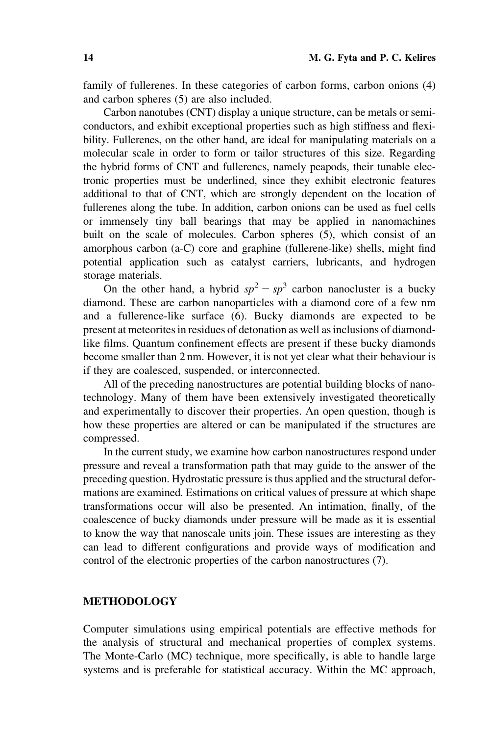family of fullerenes. In these categories of carbon forms, carbon onions (4) and carbon spheres (5) are also included.

Carbon nanotubes (CNT) display a unique structure, can be metals or semiconductors, and exhibit exceptional properties such as high stiffness and flexibility. Fullerenes, on the other hand, are ideal for manipulating materials on a molecular scale in order to form or tailor structures of this size. Regarding the hybrid forms of CNT and fullerencs, namely peapods, their tunable electronic properties must be underlined, since they exhibit electronic features additional to that of CNT, which are strongly dependent on the location of fullerenes along the tube. In addition, carbon onions can be used as fuel cells or immensely tiny ball bearings that may be applied in nanomachines built on the scale of molecules. Carbon spheres (5), which consist of an amorphous carbon (a-C) core and graphine (fullerene-like) shells, might find potential application such as catalyst carriers, lubricants, and hydrogen storage materials.

On the other hand, a hybrid $sp^2 - sp^3$ carbon nanocluster is a bucky diamond. These are carbon nanoparticles with a diamond core of a few nm and a fullerence-like surface (6). Bucky diamonds are expected to be present at meteorites in residues of detonation as well as inclusions of diamond-like films. Quantum confinement effects are present if these bucky diamonds become smaller than 2 nm. However, it is not yet clear what their behaviour is if they are coalesced, suspended, or interconnected.

All of the preceding nanostructures are potential building blocks of nanotechnology. Many of them have been extensively investigated theoretically and experimentally to discover their properties. An open question, though is how these properties are altered or can be manipulated if the structures are compressed.

In the current study, we examine how carbon nanostructures respond under pressure and reveal a transformation path that may guide to the answer of the preceding question. Hydrostatic pressure is thus applied and the structural deformations are examined. Estimations on critical values of pressure at which shape transformations occur will also be presented. An intimation, finally, of the coalescence of bucky diamonds under pressure will be made as it is essential to know the way that nanoscale units join. These issues are interesting as they can lead to different configurations and provide ways of modification and control of the electronic properties of the carbon nanostructures (7).

## METHODOLOGY

Computer simulations using empirical potentials are effective methods for the analysis of structural and mechanical properties of complex systems. The Monte-Carlo (MC) technique, more specifically, is able to handle large systems and is preferable for statistical accuracy. Within the MC approach,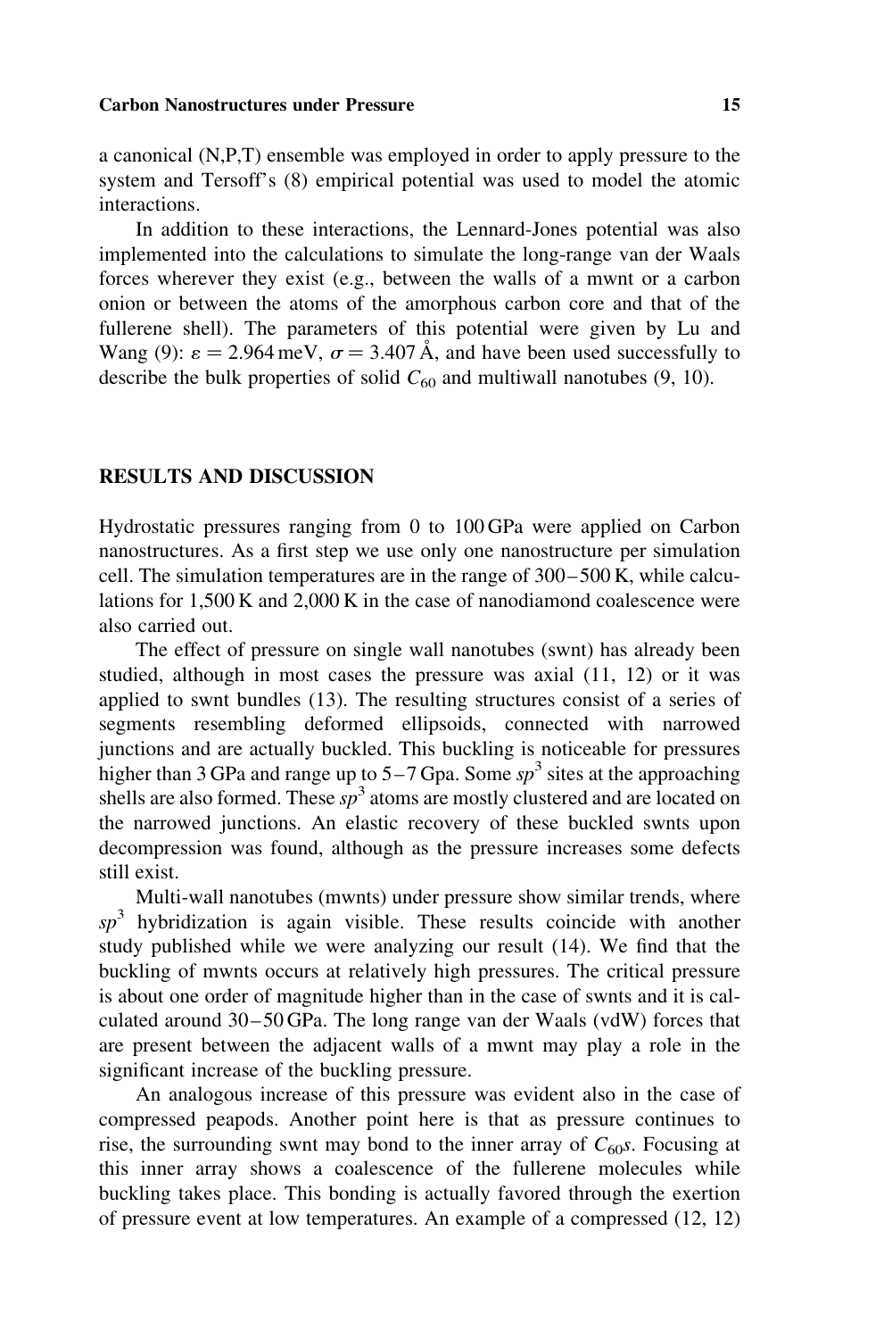a canonical (N,P,T) ensemble was employed in order to apply pressure to the system and Tersoff's (8) empirical potential was used to model the atomic interactions.

In addition to these interactions, the Lennard-Jones potential was also implemented into the calculations to simulate the long-range van der Waals forces wherever they exist (e.g., between the walls of a mwnt or a carbon onion or between the atoms of the amorphous carbon core and that of the fullerene shell). The parameters of this potential were given by Lu and Wang (9): $\varepsilon = 2.964\,\text{meV}$, $\sigma = 3.407\,\text{Å}$, and have been used successfully to describe the bulk properties of solid $C_{60}$ and multiwall nanotubes (9, 10).

## RESULTS AND DISCUSSION

Hydrostatic pressures ranging from 0 to 100 GPa were applied on Carbon nanostructures. As a first step we use only one nanostructure per simulation cell. The simulation temperatures are in the range of 300–500 K, while calculations for 1,500 K and 2,000 K in the case of nanodiamond coalescence were also carried out.

The effect of pressure on single wall nanotubes (swnt) has already been studied, although in most cases the pressure was axial (11, 12) or it was applied to swnt bundles (13). The resulting structures consist of a series of segments resembling deformed ellipsoids, connected with narrowed junctions and are actually buckled. This buckling is noticeable for pressures higher than 3 GPa and range up to 5–7 Gpa. Some $sp^3$ sites at the approaching shells are also formed. These $sp^3$ atoms are mostly clustered and are located on the narrowed junctions. An elastic recovery of these buckled swnts upon decompression was found, although as the pressure increases some defects still exist.

Multi-wall nanotubes (mwnts) under pressure show similar trends, where $sp^3$ hybridization is again visible. These results coincide with another study published while we were analyzing our result (14). We find that the buckling of mwnts occurs at relatively high pressures. The critical pressure is about one order of magnitude higher than in the case of swnts and it is calculated around 30–50 GPa. The long range van der Waals (vdW) forces that are present between the adjacent walls of a mwnt may play a role in the significant increase of the buckling pressure.

An analogous increase of this pressure was evident also in the case of compressed peapods. Another point here is that as pressure continues to rise, the surrounding swnt may bond to the inner array of $C_{60}$s. Focusing at this inner array shows a coalescence of the fullerene molecules while buckling takes place. This bonding is actually favored through the exertion of pressure event at low temperatures. An example of a compressed (12, 12)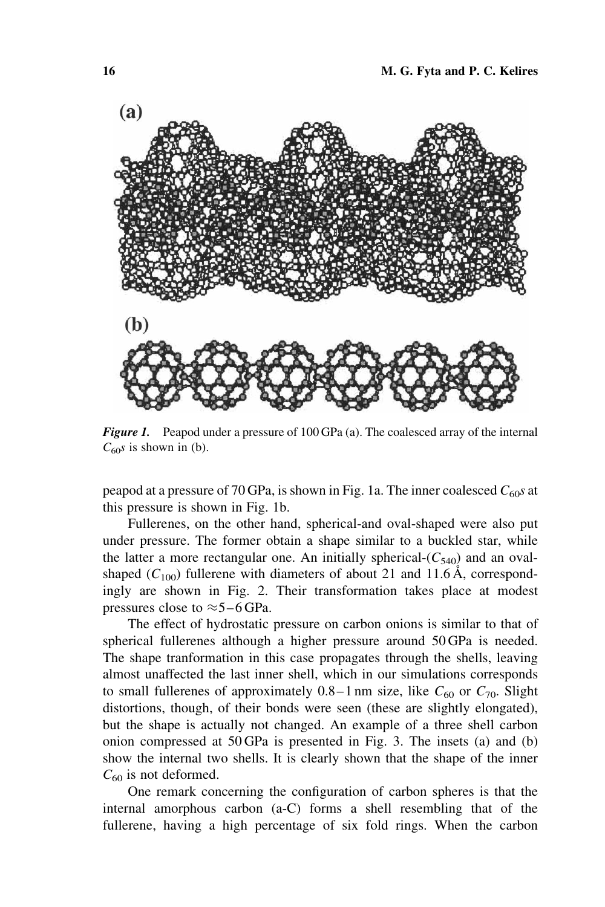*Figure 1.* Peapod under a pressure of 100 GPa (a). The coalesced array of the internal $C_{60}s$ is shown in (b).

peapod at a pressure of 70 GPa, is shown in Fig. 1a. The inner coalesced $C_{60}s$ at this pressure is shown in Fig. 1b.

Fullerenes, on the other hand, spherical-and oval-shaped were also put under pressure. The former obtain a shape similar to a buckled star, while the latter a more rectangular one. An initially spherical-($C_{540}$) and an oval-shaped ($C_{100}$) fullerene with diameters of about 21 and 11.6 Å, correspondingly are shown in Fig. 2. Their transformation takes place at modest pressures close to $\approx$5–6 GPa.

The effect of hydrostatic pressure on carbon onions is similar to that of spherical fullerenes although a higher pressure around 50 GPa is needed. The shape tranformation in this case propagates through the shells, leaving almost unaffected the last inner shell, which in our simulations corresponds to small fullerenes of approximately 0.8–1 nm size, like $C_{60}$ or $C_{70}$. Slight distortions, though, of their bonds were seen (these are slightly elongated), but the shape is actually not changed. An example of a three shell carbon onion compressed at 50 GPa is presented in Fig. 3. The insets (a) and (b) show the internal two shells. It is clearly shown that the shape of the inner $C_{60}$ is not deformed.

One remark concerning the configuration of carbon spheres is that the internal amorphous carbon (a-C) forms a shell resembling that of the fullerene, having a high percentage of six fold rings. When the carbon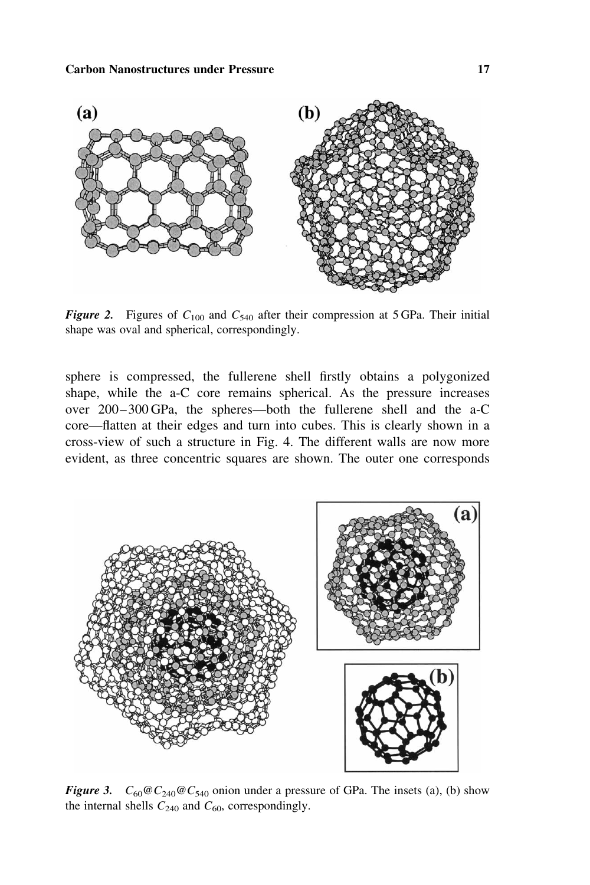*Figure 2.* Figures of $C_{100}$ and $C_{540}$ after their compression at 5 GPa. Their initial shape was oval and spherical, correspondingly.

sphere is compressed, the fullerene shell firstly obtains a polygonized shape, while the a-C core remains spherical. As the pressure increases over 200–300 GPa, the spheres—both the fullerene shell and the a-C core—flatten at their edges and turn into cubes. This is clearly shown in a cross-view of such a structure in Fig. 4. The different walls are now more evident, as three concentric squares are shown. The outer one corresponds

*Figure 3.* $C_{60}@C_{240}@C_{540}$ onion under a pressure of GPa. The insets (a), (b) show the internal shells $C_{240}$ and $C_{60}$, correspondingly.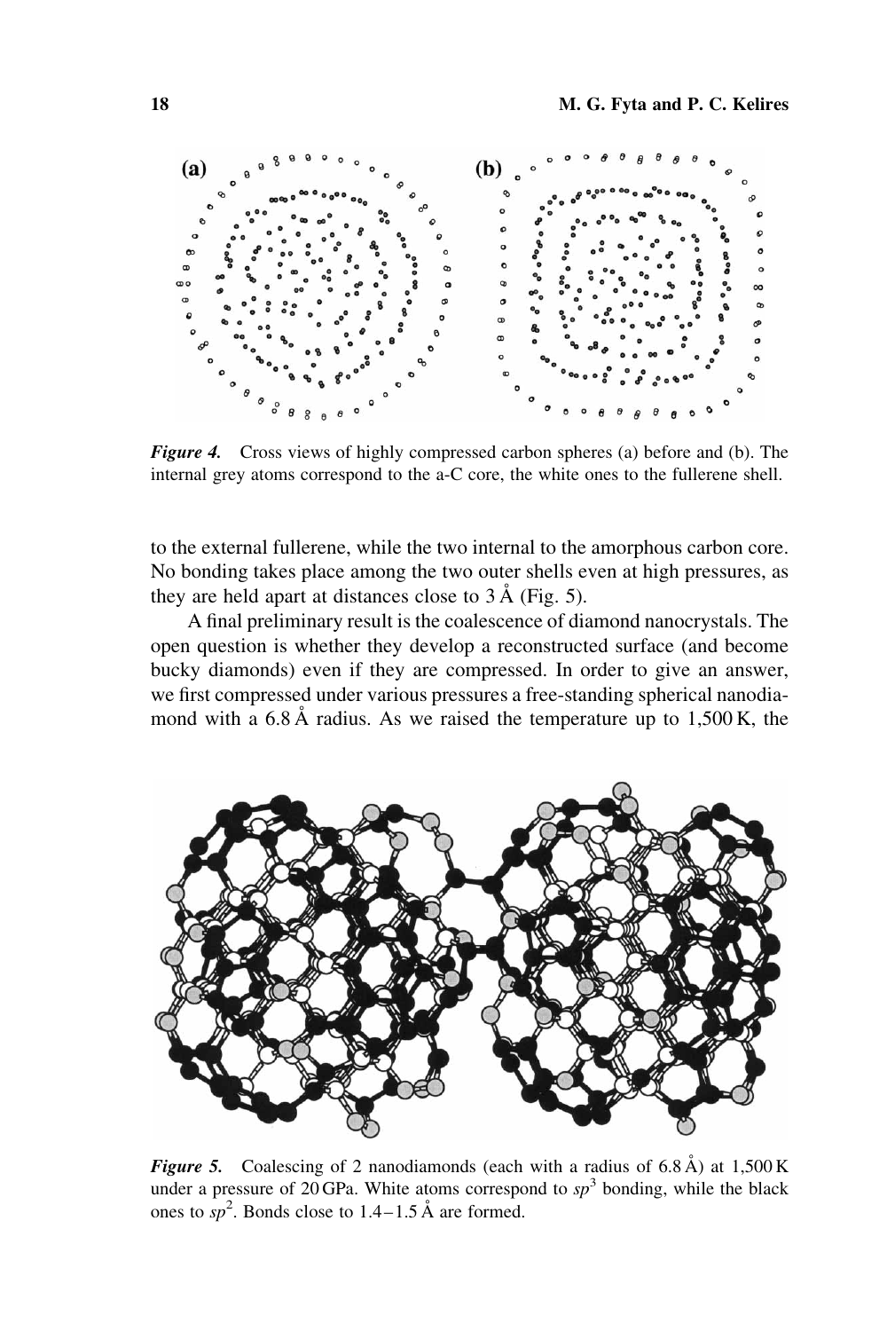*Figure 4.* Cross views of highly compressed carbon spheres (a) before and (b). The internal grey atoms correspond to the a-C core, the white ones to the fullerene shell.

to the external fullerene, while the two internal to the amorphous carbon core. No bonding takes place among the two outer shells even at high pressures, as they are held apart at distances close to 3 Å (Fig. 5).

A final preliminary result is the coalescence of diamond nanocrystals. The open question is whether they develop a reconstructed surface (and become bucky diamonds) even if they are compressed. In order to give an answer, we first compressed under various pressures a free-standing spherical nanodiamond with a 6.8 Å radius. As we raised the temperature up to 1,500 K, the

*Figure 5.* Coalescing of 2 nanodiamonds (each with a radius of 6.8 Å) at 1,500 K under a pressure of 20 GPa. White atoms correspond to $sp^3$ bonding, while the black ones to $sp^2$. Bonds close to 1.4–1.5 Å are formed.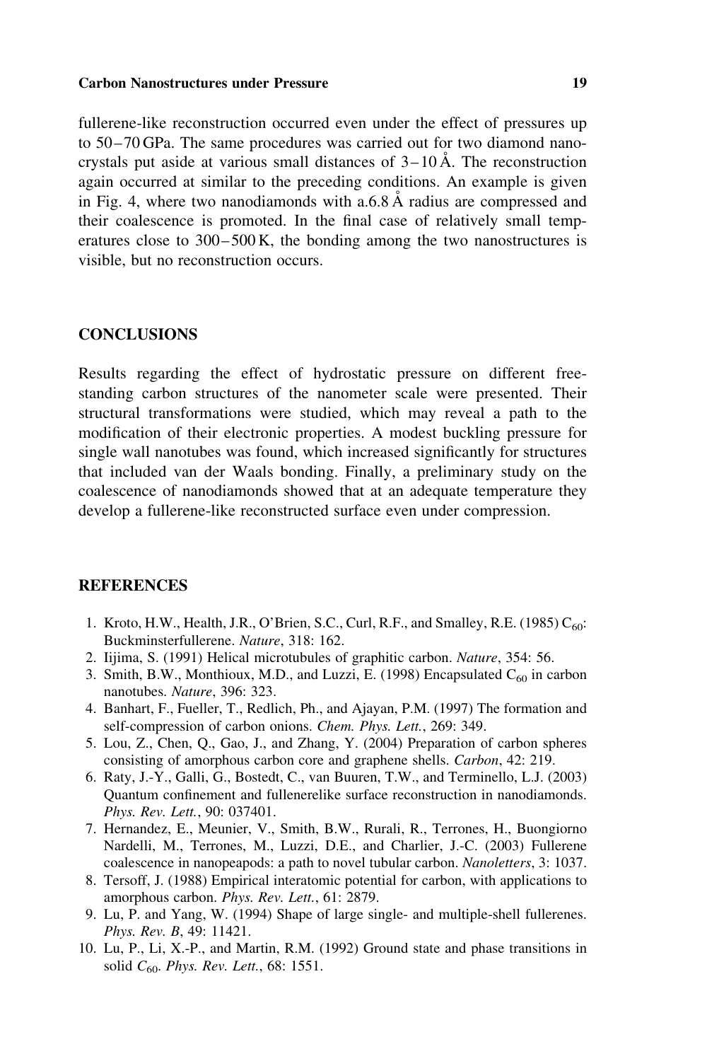fullerene-like reconstruction occurred even under the effect of pressures up to 50–70 GPa. The same procedures was carried out for two diamond nanocrystals put aside at various small distances of 3–10 Å. The reconstruction again occurred at similar to the preceding conditions. An example is given in Fig. 4, where two nanodiamonds with a.6.8 Å radius are compressed and their coalescence is promoted. In the final case of relatively small temperatures close to 300–500 K, the bonding among the two nanostructures is visible, but no reconstruction occurs.

## CONCLUSIONS

Results regarding the effect of hydrostatic pressure on different free-standing carbon structures of the nanometer scale were presented. Their structural transformations were studied, which may reveal a path to the modification of their electronic properties. A modest buckling pressure for single wall nanotubes was found, which increased significantly for structures that included van der Waals bonding. Finally, a preliminary study on the coalescence of nanodiamonds showed that at an adequate temperature they develop a fullerene-like reconstructed surface even under compression.

## REFERENCES

1. Kroto, H.W., Health, J.R., O'Brien, S.C., Curl, R.F., and Smalley, R.E. (1985) $C_{60}$: Buckminsterfullerene. *Nature*, 318: 162.
2. Iijima, S. (1991) Helical microtubules of graphitic carbon. *Nature*, 354: 56.
3. Smith, B.W., Monthioux, M.D., and Luzzi, E. (1998) Encapsulated $C_{60}$ in carbon nanotubes. *Nature*, 396: 323.
4. Banhart, F., Fueller, T., Redlich, Ph., and Ajayan, P.M. (1997) The formation and self-compression of carbon onions. *Chem. Phys. Lett.*, 269: 349.
5. Lou, Z., Chen, Q., Gao, J., and Zhang, Y. (2004) Preparation of carbon spheres consisting of amorphous carbon core and graphene shells. *Carbon*, 42: 219.
6. Raty, J.-Y., Galli, G., Bostedt, C., van Buuren, T.W., and Terminello, L.J. (2003) Quantum confinement and fullerenelike surface reconstruction in nanodiamonds. *Phys. Rev. Lett.*, 90: 037401.
7. Hernandez, E., Meunier, V., Smith, B.W., Rurali, R., Terrones, H., Buongiorno Nardelli, M., Terrones, M., Luzzi, D.E., and Charlier, J.-C. (2003) Fullerene coalescence in nanopeapods: a path to novel tubular carbon. *Nanoletters*, 3: 1037.
8. Tersoff, J. (1988) Empirical interatomic potential for carbon, with applications to amorphous carbon. *Phys. Rev. Lett.*, 61: 2879.
9. Lu, P. and Yang, W. (1994) Shape of large single- and multiple-shell fullerenes. *Phys. Rev. B*, 49: 11421.
10. Lu, P., Li, X.-P., and Martin, R.M. (1992) Ground state and phase transitions in solid $C_{60}$. *Phys. Rev. Lett.*, 68: 1551.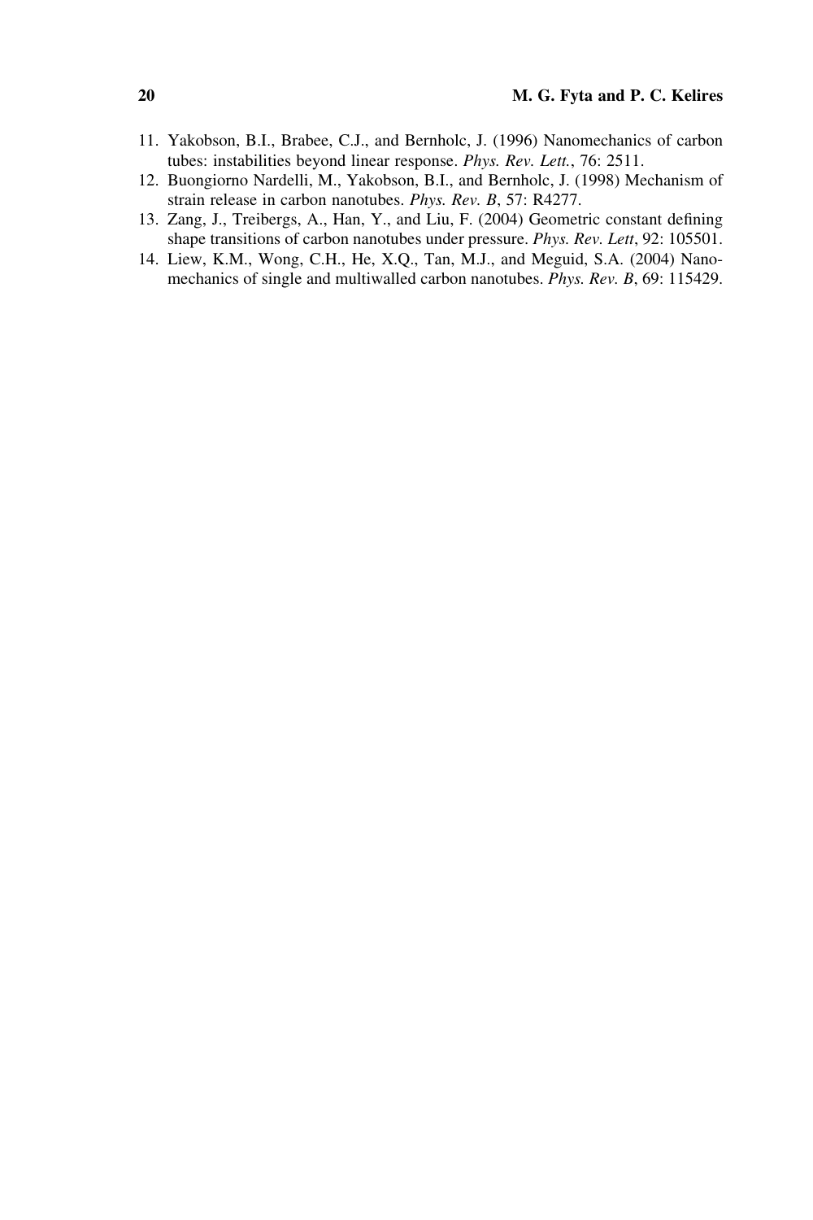11. Yakobson, B.I., Brabee, C.J., and Bernholc, J. (1996) Nanomechanics of carbon tubes: instabilities beyond linear response. *Phys. Rev. Lett.*, 76: 2511.
12. Buongiorno Nardelli, M., Yakobson, B.I., and Bernholc, J. (1998) Mechanism of strain release in carbon nanotubes. *Phys. Rev. B*, 57: R4277.
13. Zang, J., Treibergs, A., Han, Y., and Liu, F. (2004) Geometric constant defining shape transitions of carbon nanotubes under pressure. *Phys. Rev. Lett*, 92: 105501.
14. Liew, K.M., Wong, C.H., He, X.Q., Tan, M.J., and Meguid, S.A. (2004) Nanomechanics of single and multiwalled carbon nanotubes. *Phys. Rev. B*, 69: 115429.